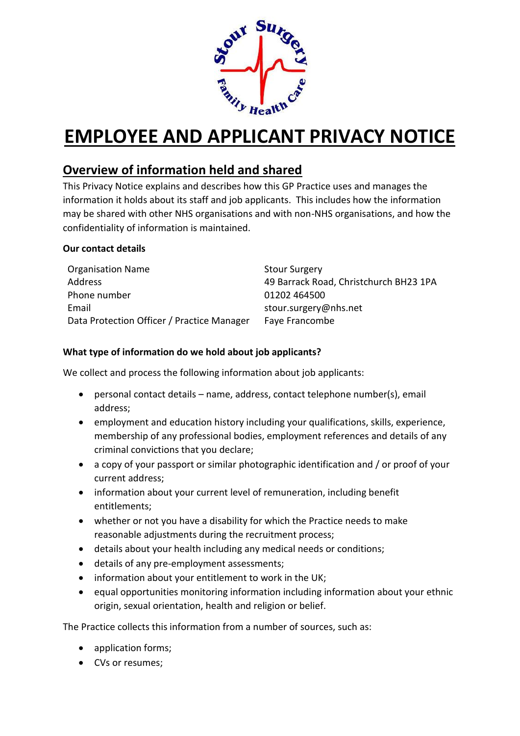# EMPLOYEE AND APPLICANT PRIVACY NOTICE

## Overview of information held and shared

This Privacy Notice explains and describes how this GP Practice uses and manages the information it holds about its staff and job applicants. This includes how the information may be shared with other NHS organisations and with non-NHS organisations, and how the confidentiality of information is maintained.

**Our contact details**

| | |
|---|---|
| Organisation Name | Stour Surgery |
| Address | 49 Barrack Road, Christchurch BH23 1PA |
| Phone number | 01202 464500 |
| Email | stour.surgery@nhs.net |
| Data Protection Officer / Practice Manager | Faye Francombe |

**What type of information do we hold about job applicants?**

We collect and process the following information about job applicants:

- personal contact details – name, address, contact telephone number(s), email address;
- employment and education history including your qualifications, skills, experience, membership of any professional bodies, employment references and details of any criminal convictions that you declare;
- a copy of your passport or similar photographic identification and / or proof of your current address;
- information about your current level of remuneration, including benefit entitlements;
- whether or not you have a disability for which the Practice needs to make reasonable adjustments during the recruitment process;
- details about your health including any medical needs or conditions;
- details of any pre-employment assessments;
- information about your entitlement to work in the UK;
- equal opportunities monitoring information including information about your ethnic origin, sexual orientation, health and religion or belief.

The Practice collects this information from a number of sources, such as:

- application forms;
- CVs or resumes;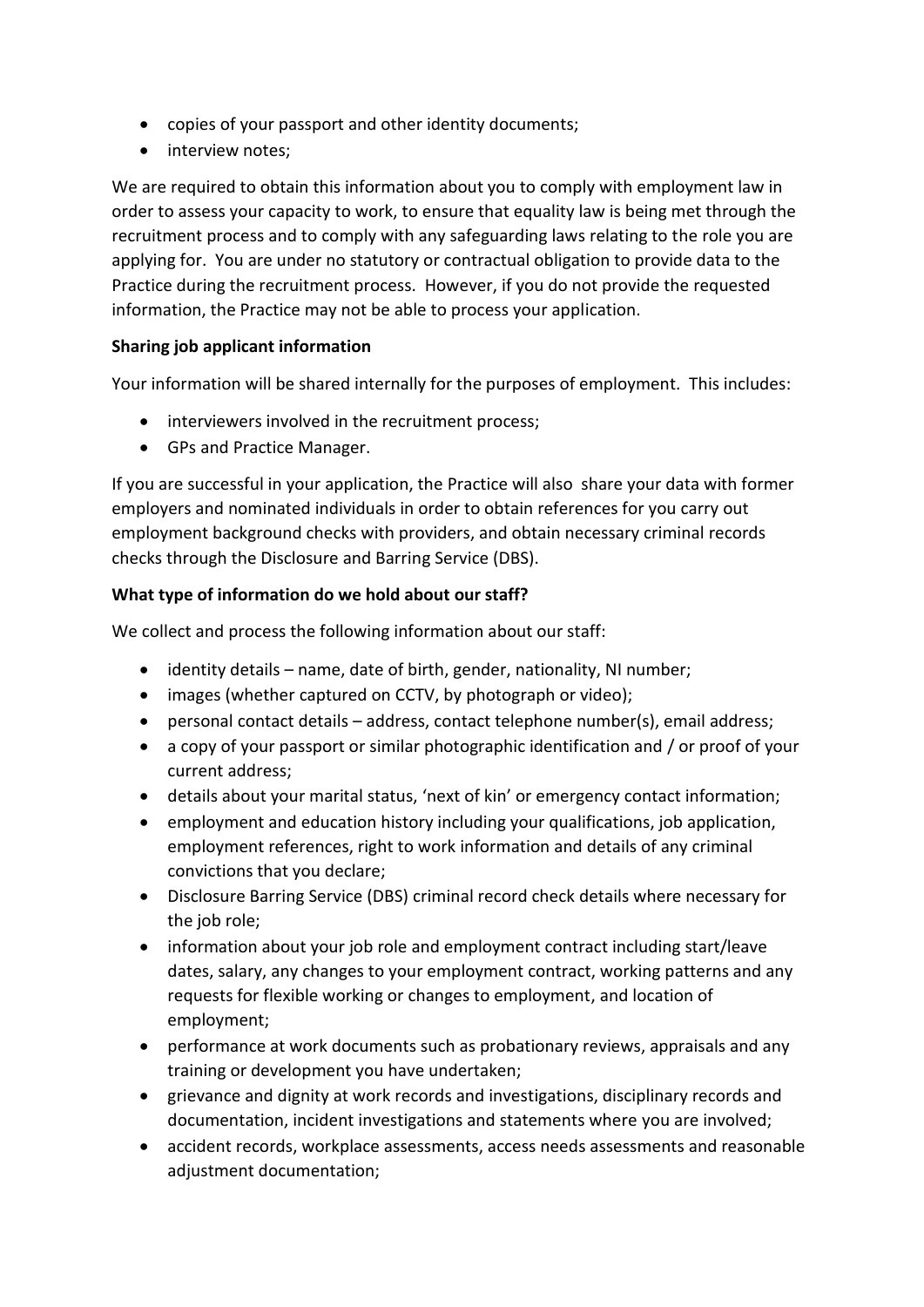- copies of your passport and other identity documents;
- interview notes;

We are required to obtain this information about you to comply with employment law in order to assess your capacity to work, to ensure that equality law is being met through the recruitment process and to comply with any safeguarding laws relating to the role you are applying for. You are under no statutory or contractual obligation to provide data to the Practice during the recruitment process. However, if you do not provide the requested information, the Practice may not be able to process your application.

**Sharing job applicant information**

Your information will be shared internally for the purposes of employment. This includes:

- interviewers involved in the recruitment process;
- GPs and Practice Manager.

If you are successful in your application, the Practice will also share your data with former employers and nominated individuals in order to obtain references for you carry out employment background checks with providers, and obtain necessary criminal records checks through the Disclosure and Barring Service (DBS).

**What type of information do we hold about our staff?**

We collect and process the following information about our staff:

- identity details – name, date of birth, gender, nationality, NI number;
- images (whether captured on CCTV, by photograph or video);
- personal contact details – address, contact telephone number(s), email address;
- a copy of your passport or similar photographic identification and / or proof of your current address;
- details about your marital status, 'next of kin' or emergency contact information;
- employment and education history including your qualifications, job application, employment references, right to work information and details of any criminal convictions that you declare;
- Disclosure Barring Service (DBS) criminal record check details where necessary for the job role;
- information about your job role and employment contract including start/leave dates, salary, any changes to your employment contract, working patterns and any requests for flexible working or changes to employment, and location of employment;
- performance at work documents such as probationary reviews, appraisals and any training or development you have undertaken;
- grievance and dignity at work records and investigations, disciplinary records and documentation, incident investigations and statements where you are involved;
- accident records, workplace assessments, access needs assessments and reasonable adjustment documentation;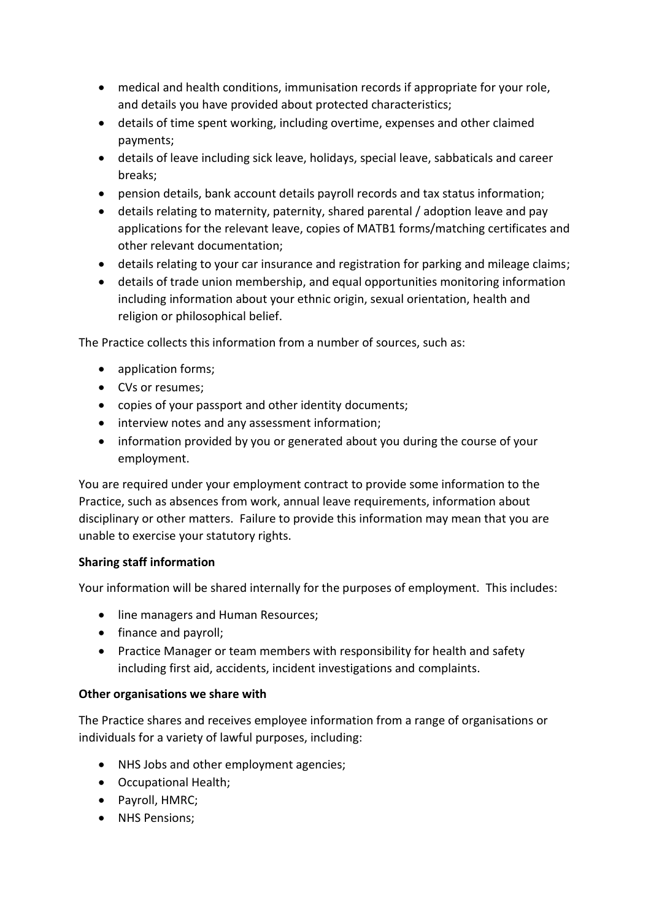- medical and health conditions, immunisation records if appropriate for your role, and details you have provided about protected characteristics;
- details of time spent working, including overtime, expenses and other claimed payments;
- details of leave including sick leave, holidays, special leave, sabbaticals and career breaks;
- pension details, bank account details payroll records and tax status information;
- details relating to maternity, paternity, shared parental / adoption leave and pay applications for the relevant leave, copies of MATB1 forms/matching certificates and other relevant documentation;
- details relating to your car insurance and registration for parking and mileage claims;
- details of trade union membership, and equal opportunities monitoring information including information about your ethnic origin, sexual orientation, health and religion or philosophical belief.

The Practice collects this information from a number of sources, such as:

- application forms;
- CVs or resumes;
- copies of your passport and other identity documents;
- interview notes and any assessment information;
- information provided by you or generated about you during the course of your employment.

You are required under your employment contract to provide some information to the Practice, such as absences from work, annual leave requirements, information about disciplinary or other matters. Failure to provide this information may mean that you are unable to exercise your statutory rights.

**Sharing staff information**

Your information will be shared internally for the purposes of employment. This includes:

- line managers and Human Resources;
- finance and payroll;
- Practice Manager or team members with responsibility for health and safety including first aid, accidents, incident investigations and complaints.

**Other organisations we share with**

The Practice shares and receives employee information from a range of organisations or individuals for a variety of lawful purposes, including:

- NHS Jobs and other employment agencies;
- Occupational Health;
- Payroll, HMRC;
- NHS Pensions;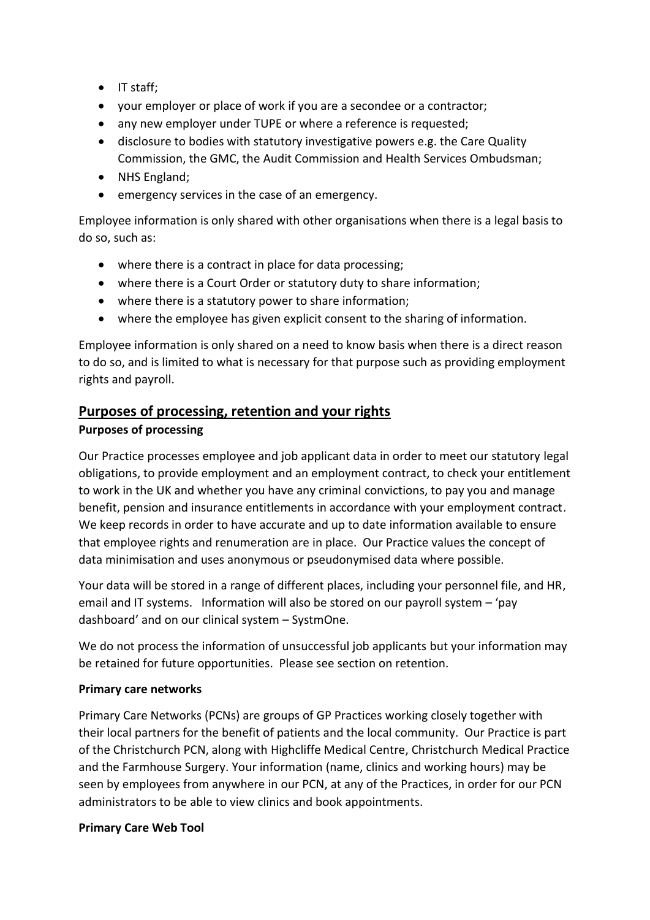- IT staff;
- your employer or place of work if you are a secondee or a contractor;
- any new employer under TUPE or where a reference is requested;
- disclosure to bodies with statutory investigative powers e.g. the Care Quality Commission, the GMC, the Audit Commission and Health Services Ombudsman;
- NHS England;
- emergency services in the case of an emergency.

Employee information is only shared with other organisations when there is a legal basis to do so, such as:

- where there is a contract in place for data processing;
- where there is a Court Order or statutory duty to share information;
- where there is a statutory power to share information;
- where the employee has given explicit consent to the sharing of information.

Employee information is only shared on a need to know basis when there is a direct reason to do so, and is limited to what is necessary for that purpose such as providing employment rights and payroll.

## Purposes of processing, retention and your rights

### Purposes of processing

Our Practice processes employee and job applicant data in order to meet our statutory legal obligations, to provide employment and an employment contract, to check your entitlement to work in the UK and whether you have any criminal convictions, to pay you and manage benefit, pension and insurance entitlements in accordance with your employment contract. We keep records in order to have accurate and up to date information available to ensure that employee rights and renumeration are in place. Our Practice values the concept of data minimisation and uses anonymous or pseudonymised data where possible.

Your data will be stored in a range of different places, including your personnel file, and HR, email and IT systems. Information will also be stored on our payroll system – 'pay dashboard' and on our clinical system – SystmOne.

We do not process the information of unsuccessful job applicants but your information may be retained for future opportunities. Please see section on retention.

### Primary care networks

Primary Care Networks (PCNs) are groups of GP Practices working closely together with their local partners for the benefit of patients and the local community. Our Practice is part of the Christchurch PCN, along with Highcliffe Medical Centre, Christchurch Medical Practice and the Farmhouse Surgery. Your information (name, clinics and working hours) may be seen by employees from anywhere in our PCN, at any of the Practices, in order for our PCN administrators to be able to view clinics and book appointments.

### Primary Care Web Tool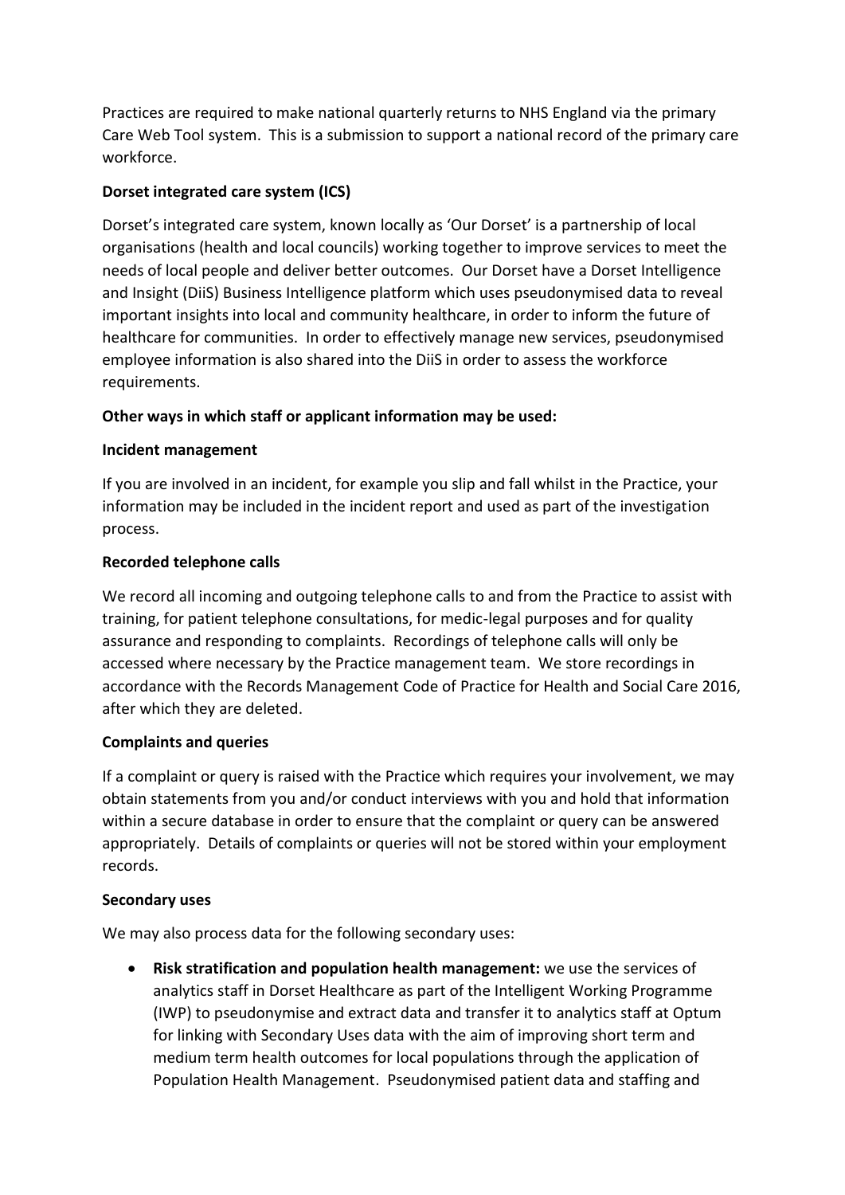Practices are required to make national quarterly returns to NHS England via the primary Care Web Tool system. This is a submission to support a national record of the primary care workforce.

**Dorset integrated care system (ICS)**

Dorset's integrated care system, known locally as 'Our Dorset' is a partnership of local organisations (health and local councils) working together to improve services to meet the needs of local people and deliver better outcomes. Our Dorset have a Dorset Intelligence and Insight (DiiS) Business Intelligence platform which uses pseudonymised data to reveal important insights into local and community healthcare, in order to inform the future of healthcare for communities. In order to effectively manage new services, pseudonymised employee information is also shared into the DiiS in order to assess the workforce requirements.

**Other ways in which staff or applicant information may be used:**

**Incident management**

If you are involved in an incident, for example you slip and fall whilst in the Practice, your information may be included in the incident report and used as part of the investigation process.

**Recorded telephone calls**

We record all incoming and outgoing telephone calls to and from the Practice to assist with training, for patient telephone consultations, for medic-legal purposes and for quality assurance and responding to complaints. Recordings of telephone calls will only be accessed where necessary by the Practice management team. We store recordings in accordance with the Records Management Code of Practice for Health and Social Care 2016, after which they are deleted.

**Complaints and queries**

If a complaint or query is raised with the Practice which requires your involvement, we may obtain statements from you and/or conduct interviews with you and hold that information within a secure database in order to ensure that the complaint or query can be answered appropriately. Details of complaints or queries will not be stored within your employment records.

**Secondary uses**

We may also process data for the following secondary uses:

- **Risk stratification and population health management:** we use the services of analytics staff in Dorset Healthcare as part of the Intelligent Working Programme (IWP) to pseudonymise and extract data and transfer it to analytics staff at Optum for linking with Secondary Uses data with the aim of improving short term and medium term health outcomes for local populations through the application of Population Health Management. Pseudonymised patient data and staffing and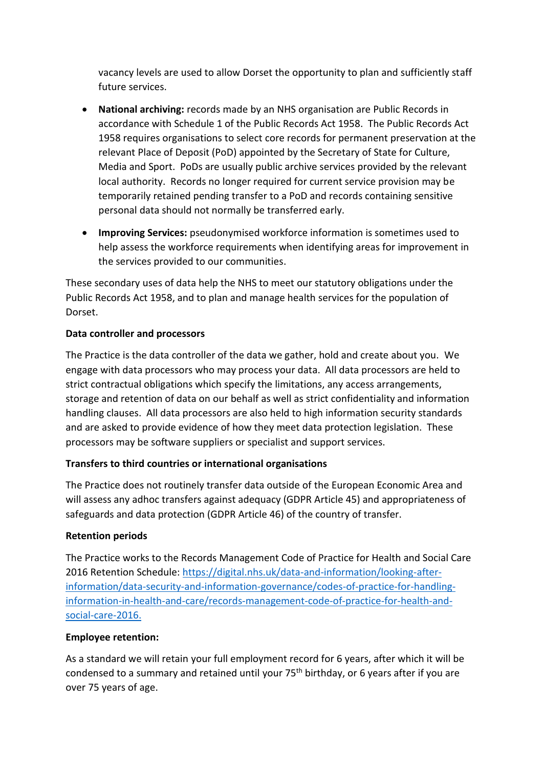vacancy levels are used to allow Dorset the opportunity to plan and sufficiently staff future services.

- **National archiving:** records made by an NHS organisation are Public Records in accordance with Schedule 1 of the Public Records Act 1958. The Public Records Act 1958 requires organisations to select core records for permanent preservation at the relevant Place of Deposit (PoD) appointed by the Secretary of State for Culture, Media and Sport. PoDs are usually public archive services provided by the relevant local authority. Records no longer required for current service provision may be temporarily retained pending transfer to a PoD and records containing sensitive personal data should not normally be transferred early.
- **Improving Services:** pseudonymised workforce information is sometimes used to help assess the workforce requirements when identifying areas for improvement in the services provided to our communities.

These secondary uses of data help the NHS to meet our statutory obligations under the Public Records Act 1958, and to plan and manage health services for the population of Dorset.

**Data controller and processors**

The Practice is the data controller of the data we gather, hold and create about you. We engage with data processors who may process your data. All data processors are held to strict contractual obligations which specify the limitations, any access arrangements, storage and retention of data on our behalf as well as strict confidentiality and information handling clauses. All data processors are also held to high information security standards and are asked to provide evidence of how they meet data protection legislation. These processors may be software suppliers or specialist and support services.

**Transfers to third countries or international organisations**

The Practice does not routinely transfer data outside of the European Economic Area and will assess any adhoc transfers against adequacy (GDPR Article 45) and appropriateness of safeguards and data protection (GDPR Article 46) of the country of transfer.

**Retention periods**

The Practice works to the Records Management Code of Practice for Health and Social Care 2016 Retention Schedule: [https://digital.nhs.uk/data-and-information/looking-after-information/data-security-and-information-governance/codes-of-practice-for-handling-information-in-health-and-care/records-management-code-of-practice-for-health-and-social-care-2016.](https://digital.nhs.uk/data-and-information/looking-after-information/data-security-and-information-governance/codes-of-practice-for-handling-information-in-health-and-care/records-management-code-of-practice-for-health-and-social-care-2016)

**Employee retention:**

As a standard we will retain your full employment record for 6 years, after which it will be condensed to a summary and retained until your 75th birthday, or 6 years after if you are over 75 years of age.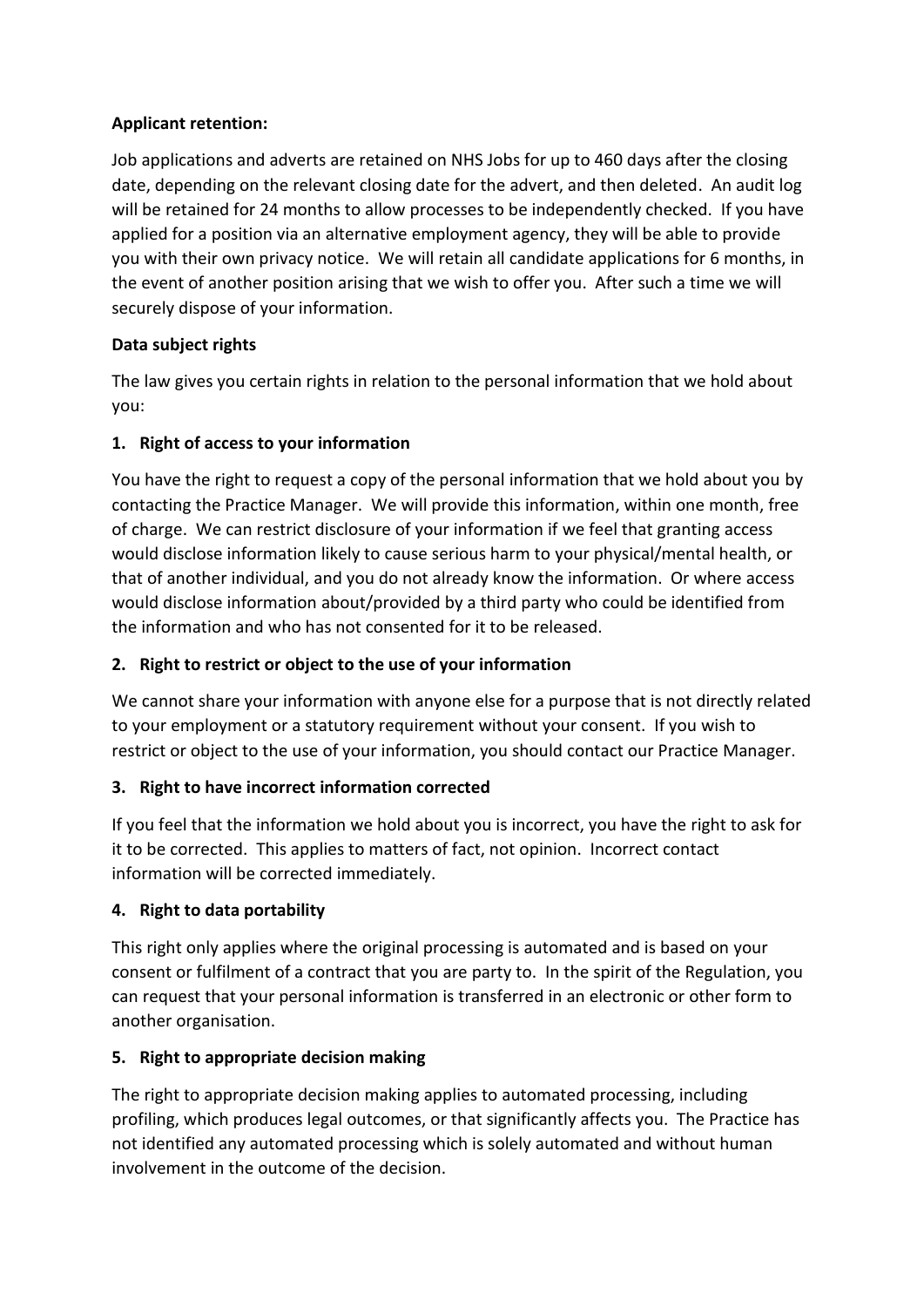**Applicant retention:**

Job applications and adverts are retained on NHS Jobs for up to 460 days after the closing date, depending on the relevant closing date for the advert, and then deleted. An audit log will be retained for 24 months to allow processes to be independently checked. If you have applied for a position via an alternative employment agency, they will be able to provide you with their own privacy notice. We will retain all candidate applications for 6 months, in the event of another position arising that we wish to offer you. After such a time we will securely dispose of your information.

**Data subject rights**

The law gives you certain rights in relation to the personal information that we hold about you:

**1. Right of access to your information**

You have the right to request a copy of the personal information that we hold about you by contacting the Practice Manager. We will provide this information, within one month, free of charge. We can restrict disclosure of your information if we feel that granting access would disclose information likely to cause serious harm to your physical/mental health, or that of another individual, and you do not already know the information. Or where access would disclose information about/provided by a third party who could be identified from the information and who has not consented for it to be released.

**2. Right to restrict or object to the use of your information**

We cannot share your information with anyone else for a purpose that is not directly related to your employment or a statutory requirement without your consent. If you wish to restrict or object to the use of your information, you should contact our Practice Manager.

**3. Right to have incorrect information corrected**

If you feel that the information we hold about you is incorrect, you have the right to ask for it to be corrected. This applies to matters of fact, not opinion. Incorrect contact information will be corrected immediately.

**4. Right to data portability**

This right only applies where the original processing is automated and is based on your consent or fulfilment of a contract that you are party to. In the spirit of the Regulation, you can request that your personal information is transferred in an electronic or other form to another organisation.

**5. Right to appropriate decision making**

The right to appropriate decision making applies to automated processing, including profiling, which produces legal outcomes, or that significantly affects you. The Practice has not identified any automated processing which is solely automated and without human involvement in the outcome of the decision.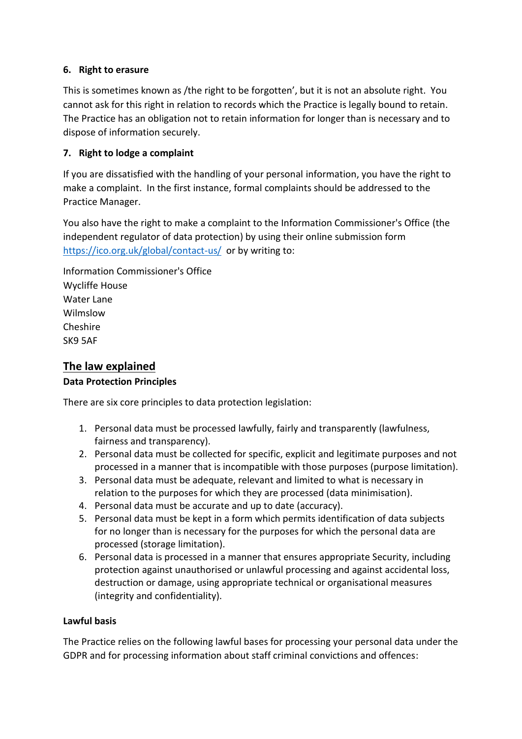**6. Right to erasure**

This is sometimes known as /the right to be forgotten', but it is not an absolute right. You cannot ask for this right in relation to records which the Practice is legally bound to retain. The Practice has an obligation not to retain information for longer than is necessary and to dispose of information securely.

**7. Right to lodge a complaint**

If you are dissatisfied with the handling of your personal information, you have the right to make a complaint. In the first instance, formal complaints should be addressed to the Practice Manager.

You also have the right to make a complaint to the Information Commissioner's Office (the independent regulator of data protection) by using their online submission form [https://ico.org.uk/global/contact-us/](https://ico.org.uk/global/contact-us/) or by writing to:

Information Commissioner's Office
Wycliffe House
Water Lane
Wilmslow
Cheshire
SK9 5AF

## The law explained

**Data Protection Principles**

There are six core principles to data protection legislation:

1. Personal data must be processed lawfully, fairly and transparently (lawfulness, fairness and transparency).
2. Personal data must be collected for specific, explicit and legitimate purposes and not processed in a manner that is incompatible with those purposes (purpose limitation).
3. Personal data must be adequate, relevant and limited to what is necessary in relation to the purposes for which they are processed (data minimisation).
4. Personal data must be accurate and up to date (accuracy).
5. Personal data must be kept in a form which permits identification of data subjects for no longer than is necessary for the purposes for which the personal data are processed (storage limitation).
6. Personal data is processed in a manner that ensures appropriate Security, including protection against unauthorised or unlawful processing and against accidental loss, destruction or damage, using appropriate technical or organisational measures (integrity and confidentiality).

**Lawful basis**

The Practice relies on the following lawful bases for processing your personal data under the GDPR and for processing information about staff criminal convictions and offences: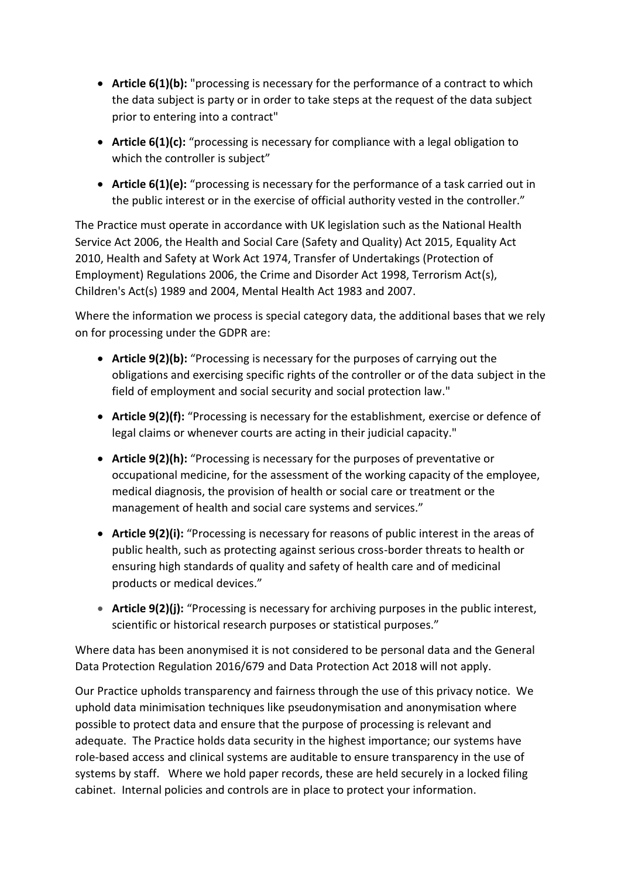- **Article 6(1)(b):** "processing is necessary for the performance of a contract to which the data subject is party or in order to take steps at the request of the data subject prior to entering into a contract"
- **Article 6(1)(c):** "processing is necessary for compliance with a legal obligation to which the controller is subject"
- **Article 6(1)(e):** "processing is necessary for the performance of a task carried out in the public interest or in the exercise of official authority vested in the controller."

The Practice must operate in accordance with UK legislation such as the National Health Service Act 2006, the Health and Social Care (Safety and Quality) Act 2015, Equality Act 2010, Health and Safety at Work Act 1974, Transfer of Undertakings (Protection of Employment) Regulations 2006, the Crime and Disorder Act 1998, Terrorism Act(s), Children's Act(s) 1989 and 2004, Mental Health Act 1983 and 2007.

Where the information we process is special category data, the additional bases that we rely on for processing under the GDPR are:

- **Article 9(2)(b):** "Processing is necessary for the purposes of carrying out the obligations and exercising specific rights of the controller or of the data subject in the field of employment and social security and social protection law."
- **Article 9(2)(f):** "Processing is necessary for the establishment, exercise or defence of legal claims or whenever courts are acting in their judicial capacity."
- **Article 9(2)(h):** "Processing is necessary for the purposes of preventative or occupational medicine, for the assessment of the working capacity of the employee, medical diagnosis, the provision of health or social care or treatment or the management of health and social care systems and services."
- **Article 9(2)(i):** "Processing is necessary for reasons of public interest in the areas of public health, such as protecting against serious cross-border threats to health or ensuring high standards of quality and safety of health care and of medicinal products or medical devices."
- **Article 9(2)(j):** "Processing is necessary for archiving purposes in the public interest, scientific or historical research purposes or statistical purposes."

Where data has been anonymised it is not considered to be personal data and the General Data Protection Regulation 2016/679 and Data Protection Act 2018 will not apply.

Our Practice upholds transparency and fairness through the use of this privacy notice. We uphold data minimisation techniques like pseudonymisation and anonymisation where possible to protect data and ensure that the purpose of processing is relevant and adequate. The Practice holds data security in the highest importance; our systems have role-based access and clinical systems are auditable to ensure transparency in the use of systems by staff. Where we hold paper records, these are held securely in a locked filing cabinet. Internal policies and controls are in place to protect your information.